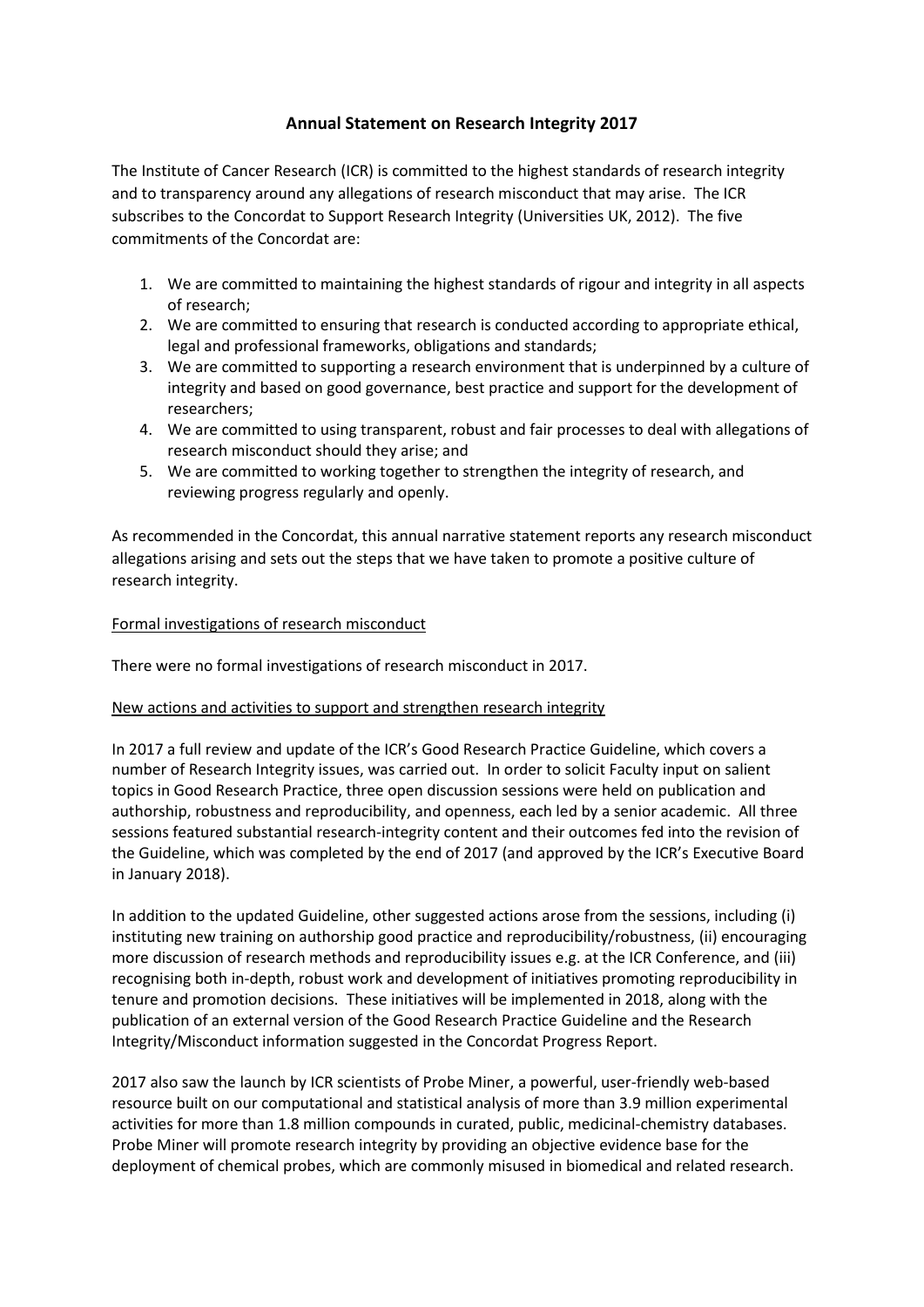# Annual Statement on Research Integrity 2017

The Institute of Cancer Research (ICR) is committed to the highest standards of research integrity and to transparency around any allegations of research misconduct that may arise. The ICR subscribes to the Concordat to Support Research Integrity (Universities UK, 2012). The five commitments of the Concordat are:

1. We are committed to maintaining the highest standards of rigour and integrity in all aspects of research;
2. We are committed to ensuring that research is conducted according to appropriate ethical, legal and professional frameworks, obligations and standards;
3. We are committed to supporting a research environment that is underpinned by a culture of integrity and based on good governance, best practice and support for the development of researchers;
4. We are committed to using transparent, robust and fair processes to deal with allegations of research misconduct should they arise; and
5. We are committed to working together to strengthen the integrity of research, and reviewing progress regularly and openly.

As recommended in the Concordat, this annual narrative statement reports any research misconduct allegations arising and sets out the steps that we have taken to promote a positive culture of research integrity.

## Formal investigations of research misconduct

There were no formal investigations of research misconduct in 2017.

## New actions and activities to support and strengthen research integrity

In 2017 a full review and update of the ICR's Good Research Practice Guideline, which covers a number of Research Integrity issues, was carried out. In order to solicit Faculty input on salient topics in Good Research Practice, three open discussion sessions were held on publication and authorship, robustness and reproducibility, and openness, each led by a senior academic. All three sessions featured substantial research-integrity content and their outcomes fed into the revision of the Guideline, which was completed by the end of 2017 (and approved by the ICR's Executive Board in January 2018).

In addition to the updated Guideline, other suggested actions arose from the sessions, including (i) instituting new training on authorship good practice and reproducibility/robustness, (ii) encouraging more discussion of research methods and reproducibility issues e.g. at the ICR Conference, and (iii) recognising both in-depth, robust work and development of initiatives promoting reproducibility in tenure and promotion decisions. These initiatives will be implemented in 2018, along with the publication of an external version of the Good Research Practice Guideline and the Research Integrity/Misconduct information suggested in the Concordat Progress Report.

2017 also saw the launch by ICR scientists of Probe Miner, a powerful, user-friendly web-based resource built on our computational and statistical analysis of more than 3.9 million experimental activities for more than 1.8 million compounds in curated, public, medicinal-chemistry databases. Probe Miner will promote research integrity by providing an objective evidence base for the deployment of chemical probes, which are commonly misused in biomedical and related research.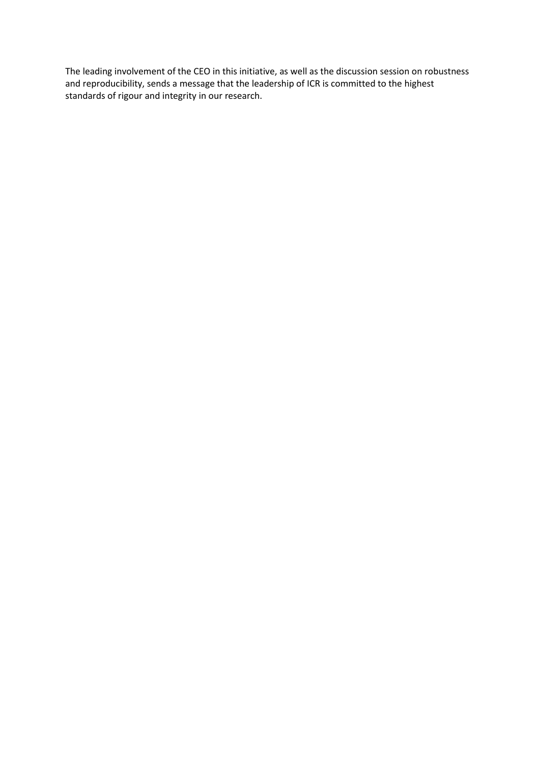The leading involvement of the CEO in this initiative, as well as the discussion session on robustness and reproducibility, sends a message that the leadership of ICR is committed to the highest standards of rigour and integrity in our research.